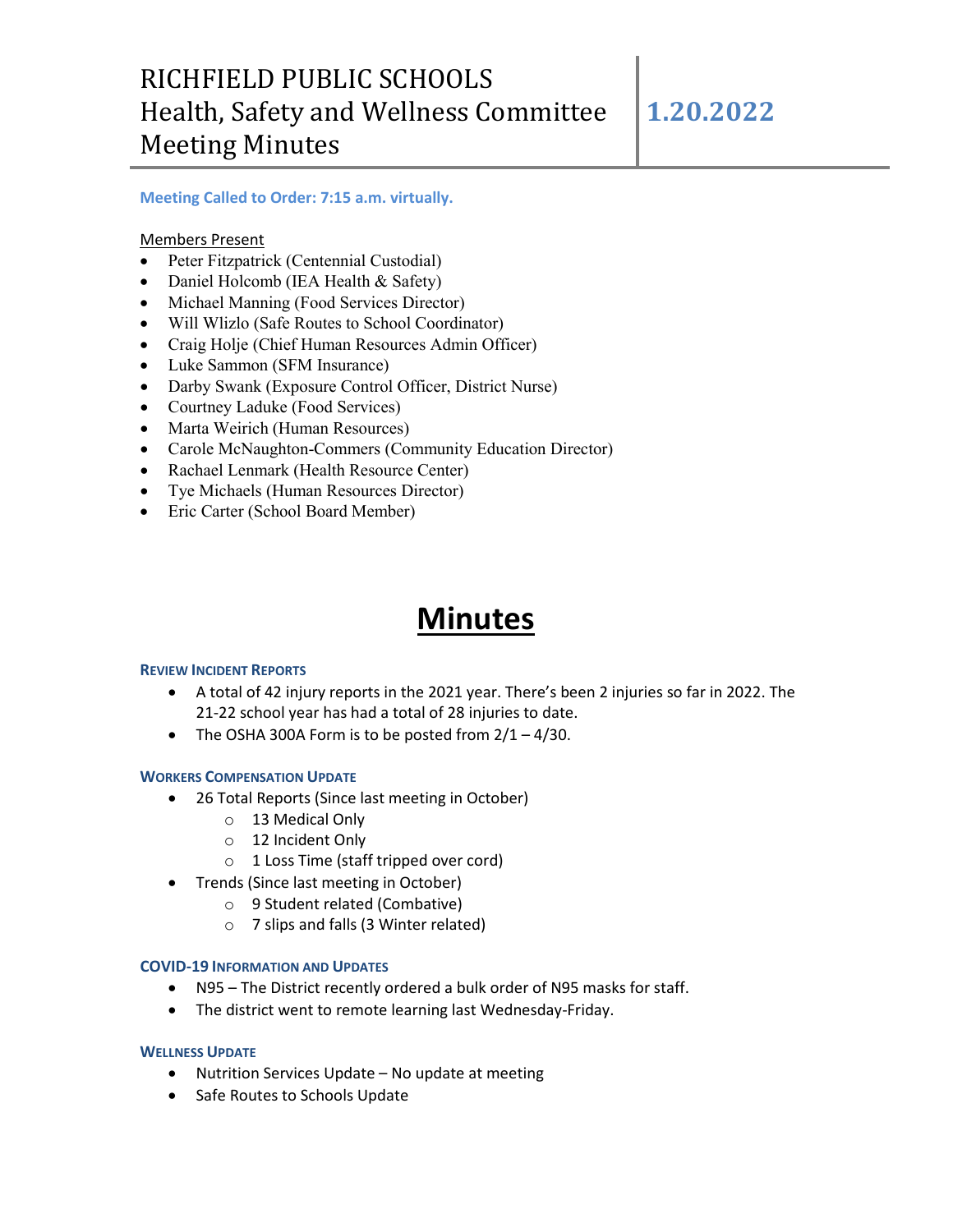# RICHFIELD PUBLIC SCHOOLS Health, Safety and Wellness Committee Meeting Minutes

**1.20.2022**

**Meeting Called to Order: 7:15 a.m. virtually.**

Members Present

- Peter Fitzpatrick (Centennial Custodial)
- Daniel Holcomb (IEA Health & Safety)
- Michael Manning (Food Services Director)
- Will Wlizlo (Safe Routes to School Coordinator)
- Craig Holje (Chief Human Resources Admin Officer)
- Luke Sammon (SFM Insurance)
- Darby Swank (Exposure Control Officer, District Nurse)
- Courtney Laduke (Food Services)
- Marta Weirich (Human Resources)
- Carole McNaughton-Commers (Community Education Director)
- Rachael Lenmark (Health Resource Center)
- Tye Michaels (Human Resources Director)
- Eric Carter (School Board Member)

# Minutes

### Review Incident Reports

- A total of 42 injury reports in the 2021 year. There's been 2 injuries so far in 2022. The 21-22 school year has had a total of 28 injuries to date.
- The OSHA 300A Form is to be posted from 2/1 – 4/30.

### Workers Compensation Update

- 26 Total Reports (Since last meeting in October)
  - 13 Medical Only
  - 12 Incident Only
  - 1 Loss Time (staff tripped over cord)
- Trends (Since last meeting in October)
  - 9 Student related (Combative)
  - 7 slips and falls (3 Winter related)

### COVID-19 Information and Updates

- N95 – The District recently ordered a bulk order of N95 masks for staff.
- The district went to remote learning last Wednesday-Friday.

### Wellness Update

- Nutrition Services Update – No update at meeting
- Safe Routes to Schools Update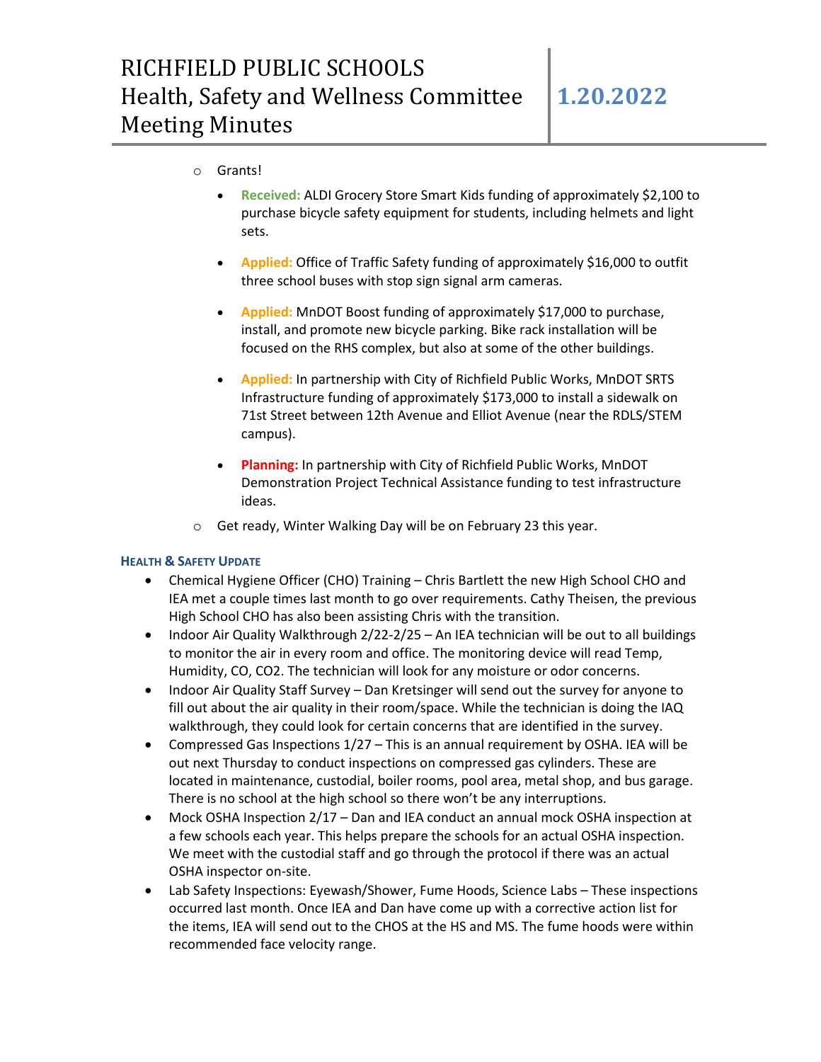- Grants!
  - **Received:** ALDI Grocery Store Smart Kids funding of approximately $2,100 to purchase bicycle safety equipment for students, including helmets and light sets.
  - **Applied:** Office of Traffic Safety funding of approximately $16,000 to outfit three school buses with stop sign signal arm cameras.
  - **Applied:** MnDOT Boost funding of approximately $17,000 to purchase, install, and promote new bicycle parking. Bike rack installation will be focused on the RHS complex, but also at some of the other buildings.
  - **Applied:** In partnership with City of Richfield Public Works, MnDOT SRTS Infrastructure funding of approximately $173,000 to install a sidewalk on 71st Street between 12th Avenue and Elliot Avenue (near the RDLS/STEM campus).
  - **Planning:** In partnership with City of Richfield Public Works, MnDOT Demonstration Project Technical Assistance funding to test infrastructure ideas.
- Get ready, Winter Walking Day will be on February 23 this year.

### Health & Safety Update

- Chemical Hygiene Officer (CHO) Training – Chris Bartlett the new High School CHO and IEA met a couple times last month to go over requirements. Cathy Theisen, the previous High School CHO has also been assisting Chris with the transition.
- Indoor Air Quality Walkthrough 2/22-2/25 – An IEA technician will be out to all buildings to monitor the air in every room and office. The monitoring device will read Temp, Humidity, CO, CO2. The technician will look for any moisture or odor concerns.
- Indoor Air Quality Staff Survey – Dan Kretsinger will send out the survey for anyone to fill out about the air quality in their room/space. While the technician is doing the IAQ walkthrough, they could look for certain concerns that are identified in the survey.
- Compressed Gas Inspections 1/27 – This is an annual requirement by OSHA. IEA will be out next Thursday to conduct inspections on compressed gas cylinders. These are located in maintenance, custodial, boiler rooms, pool area, metal shop, and bus garage. There is no school at the high school so there won't be any interruptions.
- Mock OSHA Inspection 2/17 – Dan and IEA conduct an annual mock OSHA inspection at a few schools each year. This helps prepare the schools for an actual OSHA inspection. We meet with the custodial staff and go through the protocol if there was an actual OSHA inspector on-site.
- Lab Safety Inspections: Eyewash/Shower, Fume Hoods, Science Labs – These inspections occurred last month. Once IEA and Dan have come up with a corrective action list for the items, IEA will send out to the CHOS at the HS and MS. The fume hoods were within recommended face velocity range.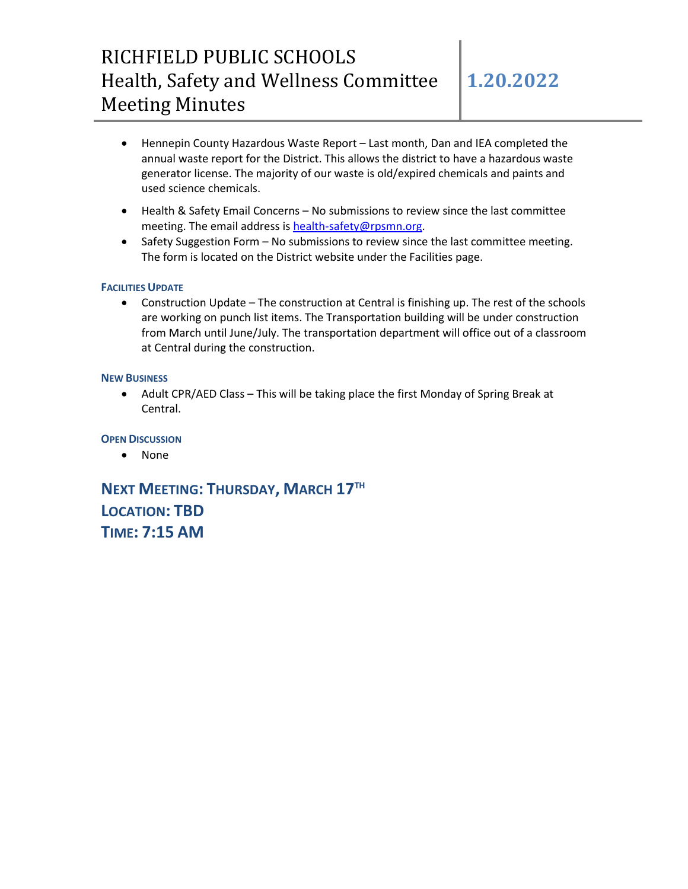- Hennepin County Hazardous Waste Report – Last month, Dan and IEA completed the annual waste report for the District. This allows the district to have a hazardous waste generator license. The majority of our waste is old/expired chemicals and paints and used science chemicals.
- Health & Safety Email Concerns – No submissions to review since the last committee meeting. The email address is health-safety@rpsmn.org.
- Safety Suggestion Form – No submissions to review since the last committee meeting. The form is located on the District website under the Facilities page.

#### Facilities Update

- Construction Update – The construction at Central is finishing up. The rest of the schools are working on punch list items. The Transportation building will be under construction from March until June/July. The transportation department will office out of a classroom at Central during the construction.

#### New Business

- Adult CPR/AED Class – This will be taking place the first Monday of Spring Break at Central.

#### Open Discussion

- None

## Next Meeting: Thursday, March 17th
## Location: TBD
## Time: 7:15 AM